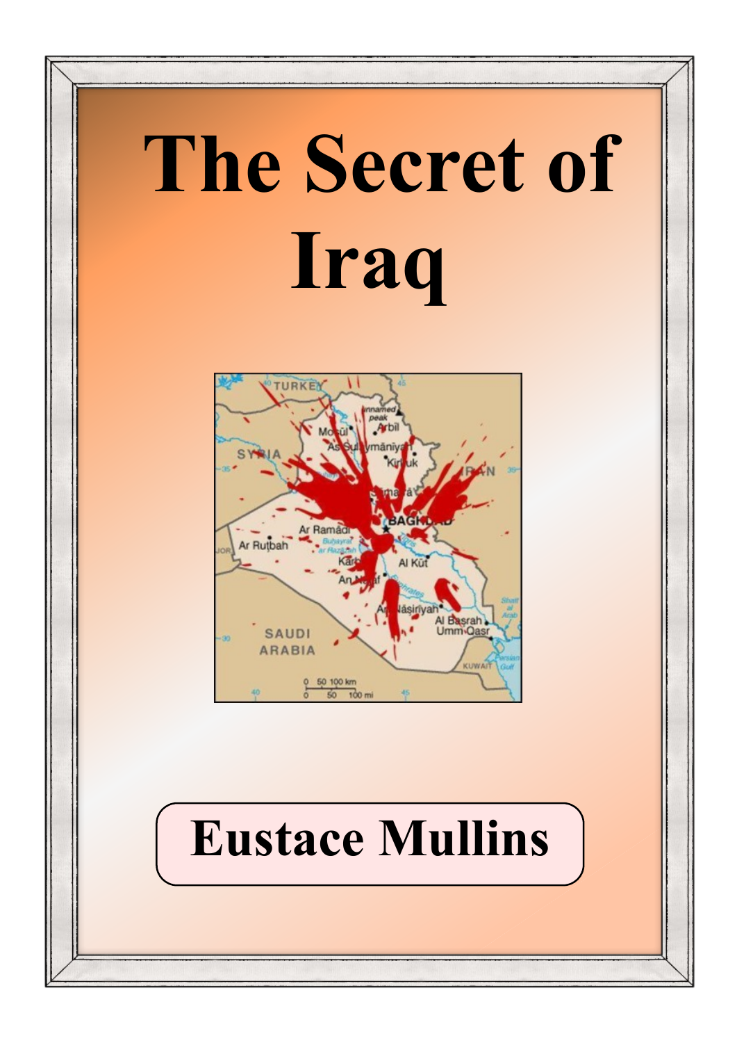# The Secret of Iraq

**Eustace Mullins**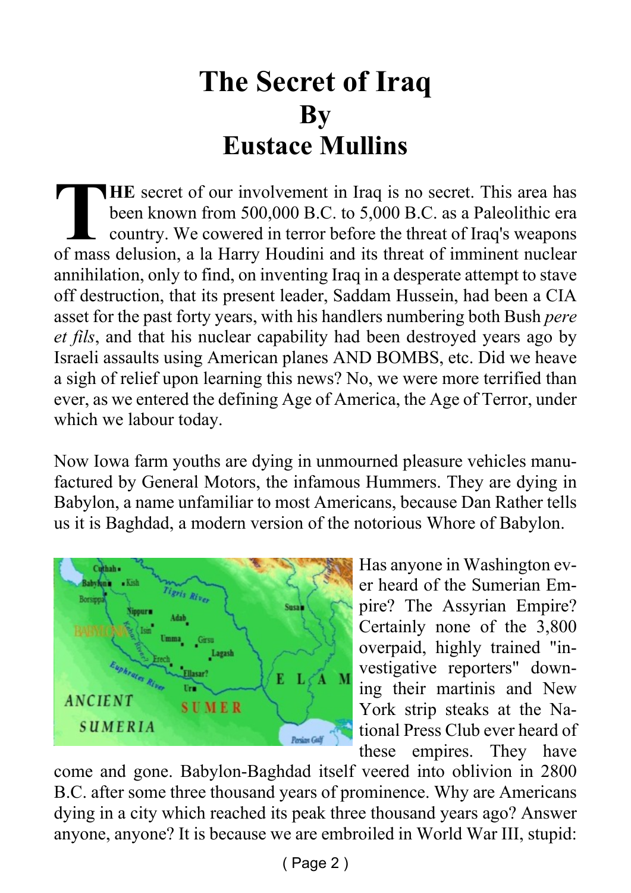# The Secret of Iraq
# By
# Eustace Mullins

**THE** secret of our involvement in Iraq is no secret. This area has been known from 500,000 B.C. to 5,000 B.C. as a Paleolithic era country. We cowered in terror before the threat of Iraq's weapons of mass delusion, a la Harry Houdini and its threat of imminent nuclear annihilation, only to find, on inventing Iraq in a desperate attempt to stave off destruction, that its present leader, Saddam Hussein, had been a CIA asset for the past forty years, with his handlers numbering both Bush *pere et fils*, and that his nuclear capability had been destroyed years ago by Israeli assaults using American planes AND BOMBS, etc. Did we heave a sigh of relief upon learning this news? No, we were more terrified than ever, as we entered the defining Age of America, the Age of Terror, under which we labour today.

Now Iowa farm youths are dying in unmourned pleasure vehicles manufactured by General Motors, the infamous Hummers. They are dying in Babylon, a name unfamiliar to most Americans, because Dan Rather tells us it is Baghdad, a modern version of the notorious Whore of Babylon.

Has anyone in Washington ever heard of the Sumerian Empire? The Assyrian Empire? Certainly none of the 3,800 overpaid, highly trained "investigative reporters" downing their martinis and New York strip steaks at the National Press Club ever heard of these empires. They have come and gone. Babylon-Baghdad itself veered into oblivion in 2800 B.C. after some three thousand years of prominence. Why are Americans dying in a city which reached its peak three thousand years ago? Answer anyone, anyone? It is because we are embroiled in World War III, stupid: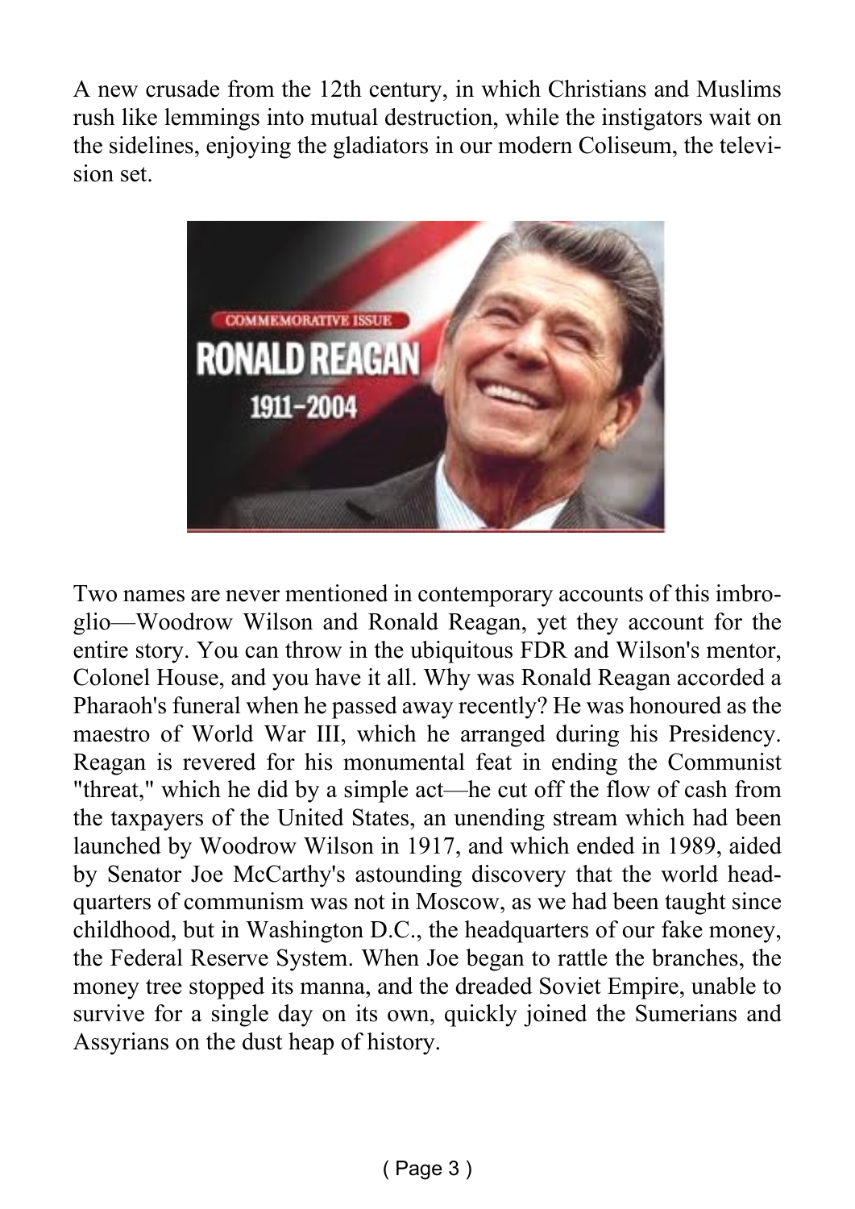A new crusade from the 12th century, in which Christians and Muslims rush like lemmings into mutual destruction, while the instigators wait on the sidelines, enjoying the gladiators in our modern Coliseum, the television set.

Two names are never mentioned in contemporary accounts of this imbroglio—Woodrow Wilson and Ronald Reagan, yet they account for the entire story. You can throw in the ubiquitous FDR and Wilson's mentor, Colonel House, and you have it all. Why was Ronald Reagan accorded a Pharaoh's funeral when he passed away recently? He was honoured as the maestro of World War III, which he arranged during his Presidency. Reagan is revered for his monumental feat in ending the Communist "threat," which he did by a simple act—he cut off the flow of cash from the taxpayers of the United States, an unending stream which had been launched by Woodrow Wilson in 1917, and which ended in 1989, aided by Senator Joe McCarthy's astounding discovery that the world headquarters of communism was not in Moscow, as we had been taught since childhood, but in Washington D.C., the headquarters of our fake money, the Federal Reserve System. When Joe began to rattle the branches, the money tree stopped its manna, and the dreaded Soviet Empire, unable to survive for a single day on its own, quickly joined the Sumerians and Assyrians on the dust heap of history.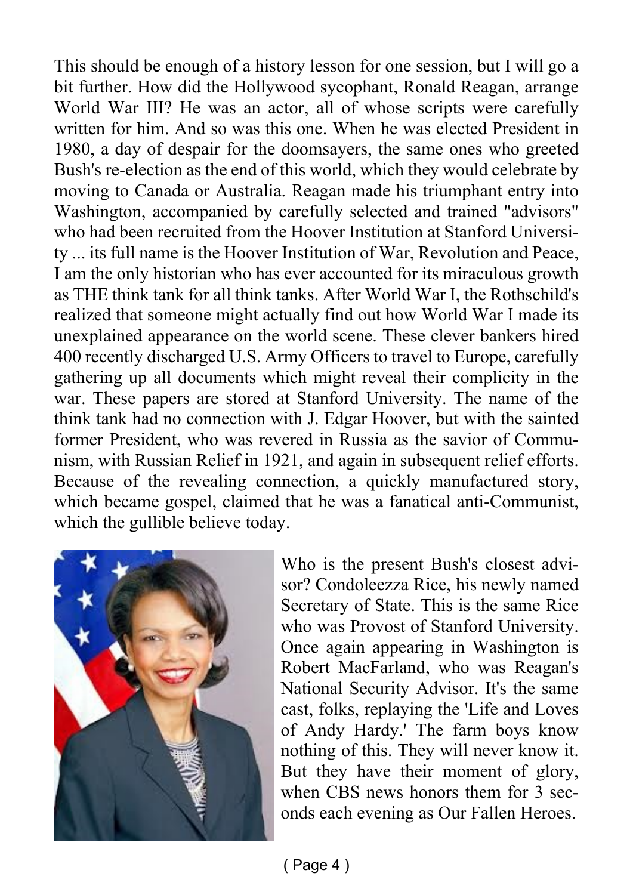This should be enough of a history lesson for one session, but I will go a bit further. How did the Hollywood sycophant, Ronald Reagan, arrange World War III? He was an actor, all of whose scripts were carefully written for him. And so was this one. When he was elected President in 1980, a day of despair for the doomsayers, the same ones who greeted Bush's re-election as the end of this world, which they would celebrate by moving to Canada or Australia. Reagan made his triumphant entry into Washington, accompanied by carefully selected and trained "advisors" who had been recruited from the Hoover Institution at Stanford University ... its full name is the Hoover Institution of War, Revolution and Peace, I am the only historian who has ever accounted for its miraculous growth as THE think tank for all think tanks. After World War I, the Rothschild's realized that someone might actually find out how World War I made its unexplained appearance on the world scene. These clever bankers hired 400 recently discharged U.S. Army Officers to travel to Europe, carefully gathering up all documents which might reveal their complicity in the war. These papers are stored at Stanford University. The name of the think tank had no connection with J. Edgar Hoover, but with the sainted former President, who was revered in Russia as the savior of Communism, with Russian Relief in 1921, and again in subsequent relief efforts. Because of the revealing connection, a quickly manufactured story, which became gospel, claimed that he was a fanatical anti-Communist, which the gullible believe today.

Who is the present Bush's closest advisor? Condoleezza Rice, his newly named Secretary of State. This is the same Rice who was Provost of Stanford University. Once again appearing in Washington is Robert MacFarland, who was Reagan's National Security Advisor. It's the same cast, folks, replaying the 'Life and Loves of Andy Hardy.' The farm boys know nothing of this. They will never know it. But they have their moment of glory, when CBS news honors them for 3 seconds each evening as Our Fallen Heroes.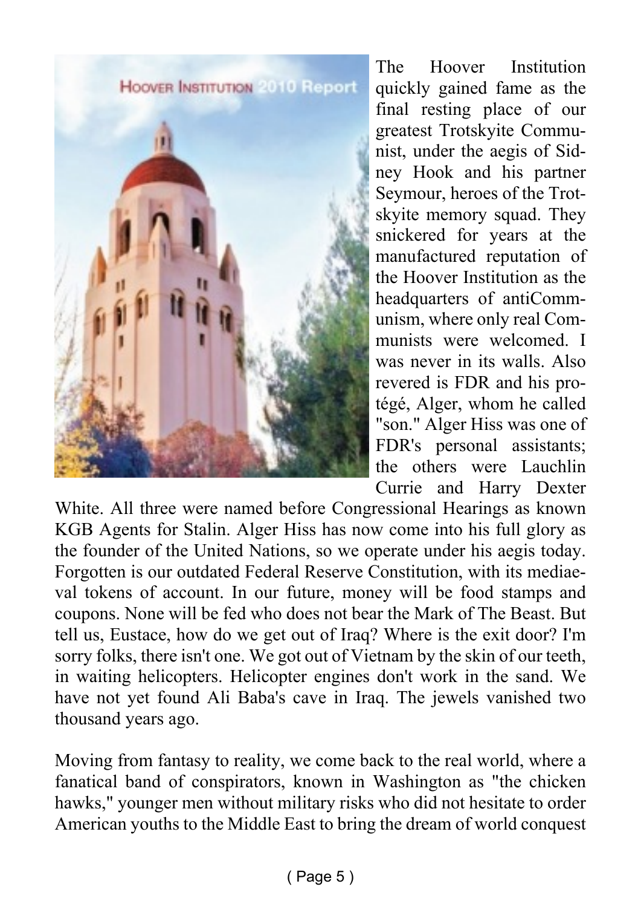The Hoover Institution quickly gained fame as the final resting place of our greatest Trotskyite Communist, under the aegis of Sidney Hook and his partner Seymour, heroes of the Trotskyite memory squad. They snickered for years at the manufactured reputation of the Hoover Institution as the headquarters of antiCommunism, where only real Communists were welcomed. I was never in its walls. Also revered is FDR and his protégé, Alger, whom he called "son." Alger Hiss was one of FDR's personal assistants; the others were Lauchlin Currie and Harry Dexter White. All three were named before Congressional Hearings as known KGB Agents for Stalin. Alger Hiss has now come into his full glory as the founder of the United Nations, so we operate under his aegis today. Forgotten is our outdated Federal Reserve Constitution, with its mediaeval tokens of account. In our future, money will be food stamps and coupons. None will be fed who does not bear the Mark of The Beast. But tell us, Eustace, how do we get out of Iraq? Where is the exit door? I'm sorry folks, there isn't one. We got out of Vietnam by the skin of our teeth, in waiting helicopters. Helicopter engines don't work in the sand. We have not yet found Ali Baba's cave in Iraq. The jewels vanished two thousand years ago.

Moving from fantasy to reality, we come back to the real world, where a fanatical band of conspirators, known in Washington as "the chicken hawks," younger men without military risks who did not hesitate to order American youths to the Middle East to bring the dream of world conquest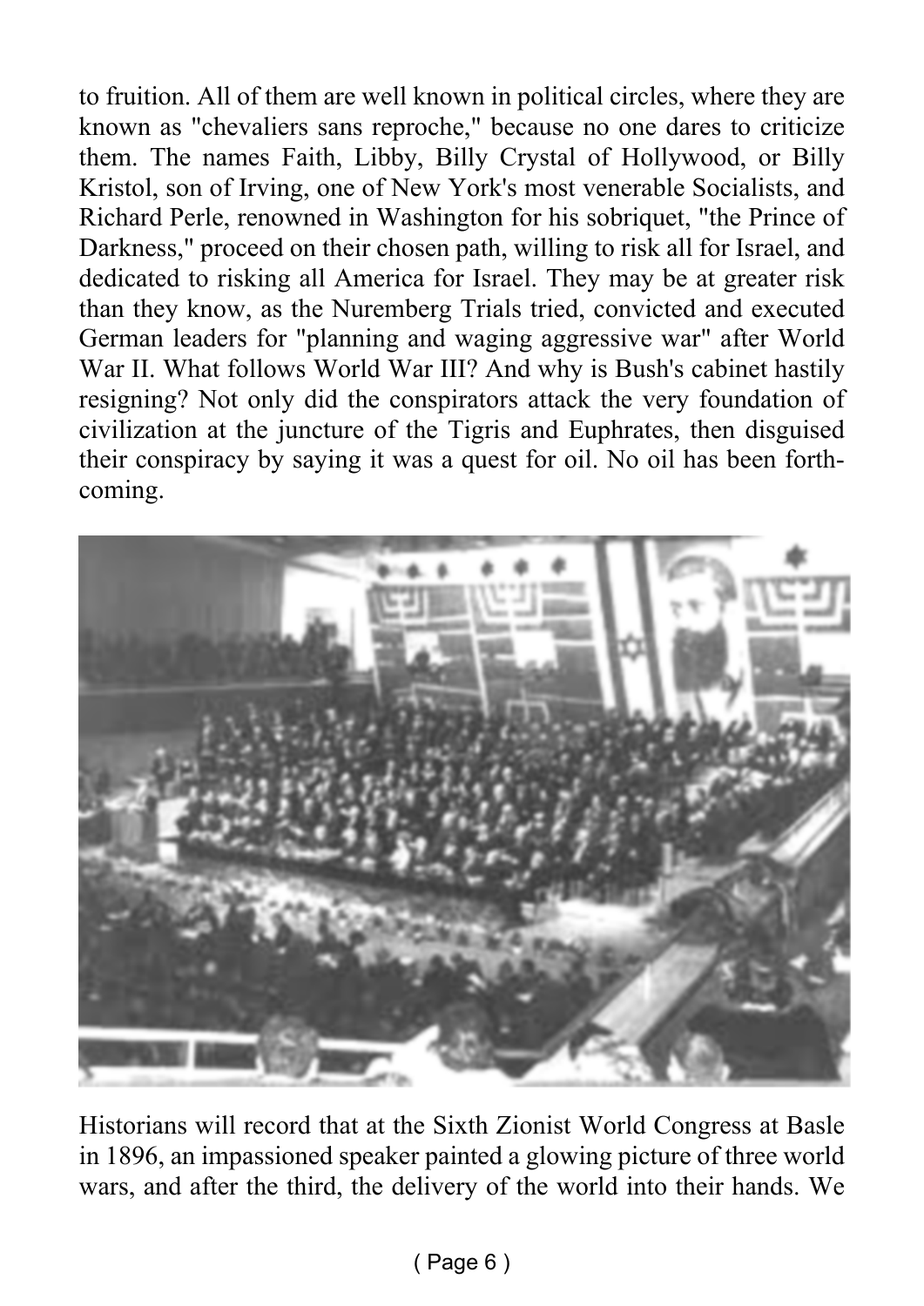to fruition. All of them are well known in political circles, where they are known as "chevaliers sans reproche," because no one dares to criticize them. The names Faith, Libby, Billy Crystal of Hollywood, or Billy Kristol, son of Irving, one of New York's most venerable Socialists, and Richard Perle, renowned in Washington for his sobriquet, "the Prince of Darkness," proceed on their chosen path, willing to risk all for Israel, and dedicated to risking all America for Israel. They may be at greater risk than they know, as the Nuremberg Trials tried, convicted and executed German leaders for "planning and waging aggressive war" after World War II. What follows World War III? And why is Bush's cabinet hastily resigning? Not only did the conspirators attack the very foundation of civilization at the juncture of the Tigris and Euphrates, then disguised their conspiracy by saying it was a quest for oil. No oil has been forthcoming.

Historians will record that at the Sixth Zionist World Congress at Basle in 1896, an impassioned speaker painted a glowing picture of three world wars, and after the third, the delivery of the world into their hands. We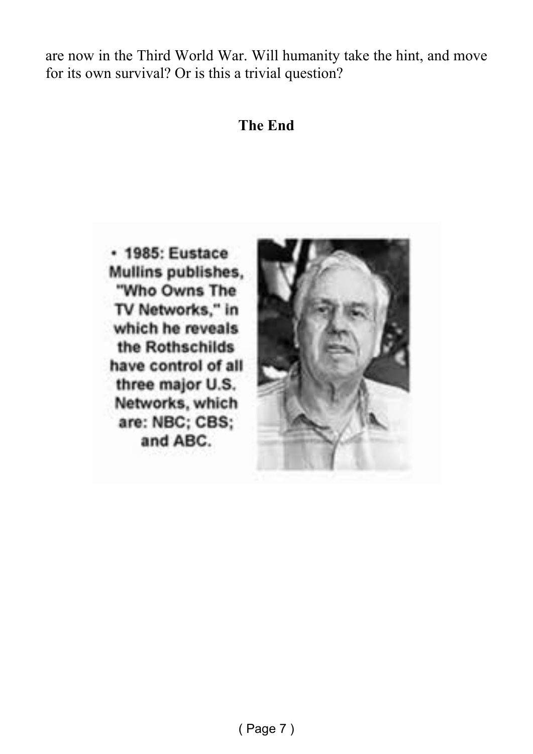are now in the Third World War. Will humanity take the hint, and move for its own survival? Or is this a trivial question?

**The End**

• 1985: Eustace Mullins publishes, "Who Owns The TV Networks," in which he reveals the Rothschilds have control of all three major U.S. Networks, which are: NBC; CBS; and ABC.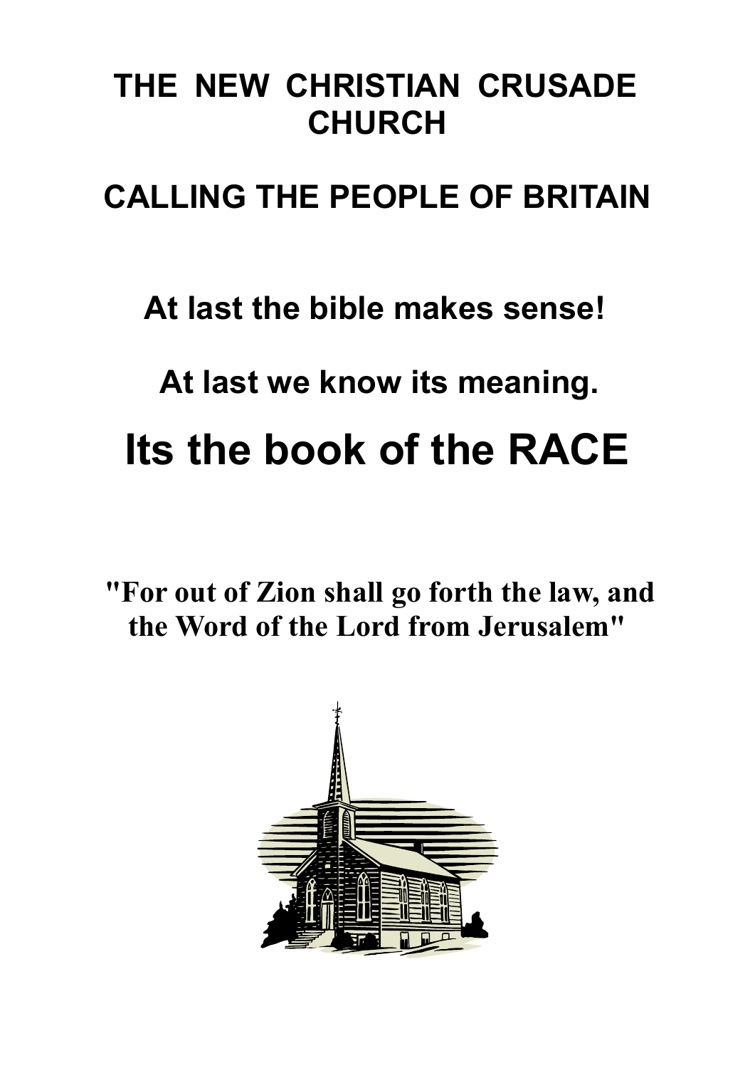# THE NEW CHRISTIAN CRUSADE CHURCH

## CALLING THE PEOPLE OF BRITAIN

### At last the bible makes sense!

### At last we know its meaning.

# Its the book of the RACE

**"For out of Zion shall go forth the law, and the Word of the Lord from Jerusalem"**